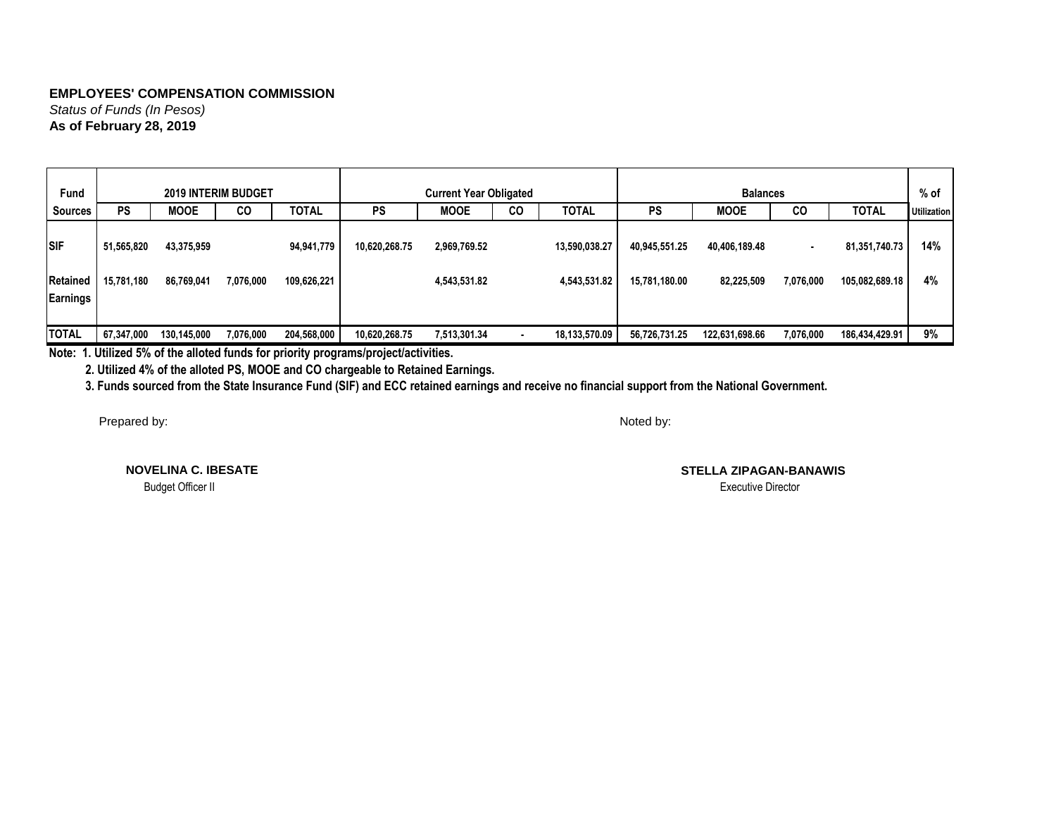**EMPLOYEES' COMPENSATION COMMISSION**
*Status of Funds (In Pesos)*
**As of February 28, 2019**

| Fund | 2019 INTERIM BUDGET | | | | Current Year Obligated | | | | Balances | | | | % of |
|---|---|---|---|---|---|---|---|---|---|---|---|---|---|
| Sources | PS | MOOE | CO | TOTAL | PS | MOOE | CO | TOTAL | PS | MOOE | CO | TOTAL | Utilization |
| SIF | 51,565,820 | 43,375,959 | | 94,941,779 | 10,620,268.75 | 2,969,769.52 | | 13,590,038.27 | 40,945,551.25 | 40,406,189.48 | - | 81,351,740.73 | 14% |
| Retained Earnings | 15,781,180 | 86,769,041 | 7,076,000 | 109,626,221 | | 4,543,531.82 | | 4,543,531.82 | 15,781,180.00 | 82,225,509 | 7,076,000 | 105,082,689.18 | 4% |
| TOTAL | 67,347,000 | 130,145,000 | 7,076,000 | 204,568,000 | 10,620,268.75 | 7,513,301.34 | - | 18,133,570.09 | 56,726,731.25 | 122,631,698.66 | 7,076,000 | 186,434,429.91 | 9% |

**Note: 1. Utilized 5% of the alloted funds for priority programs/project/activities.**

**2. Utilized 4% of the alloted PS, MOOE and CO chargeable to Retained Earnings.**

**3. Funds sourced from the State Insurance Fund (SIF) and ECC retained earnings and receive no financial support from the National Government.**

Prepared by:

**NOVELINA C. IBESATE**
Budget Officer II

Noted by:

**STELLA ZIPAGAN-BANAWIS**
Executive Director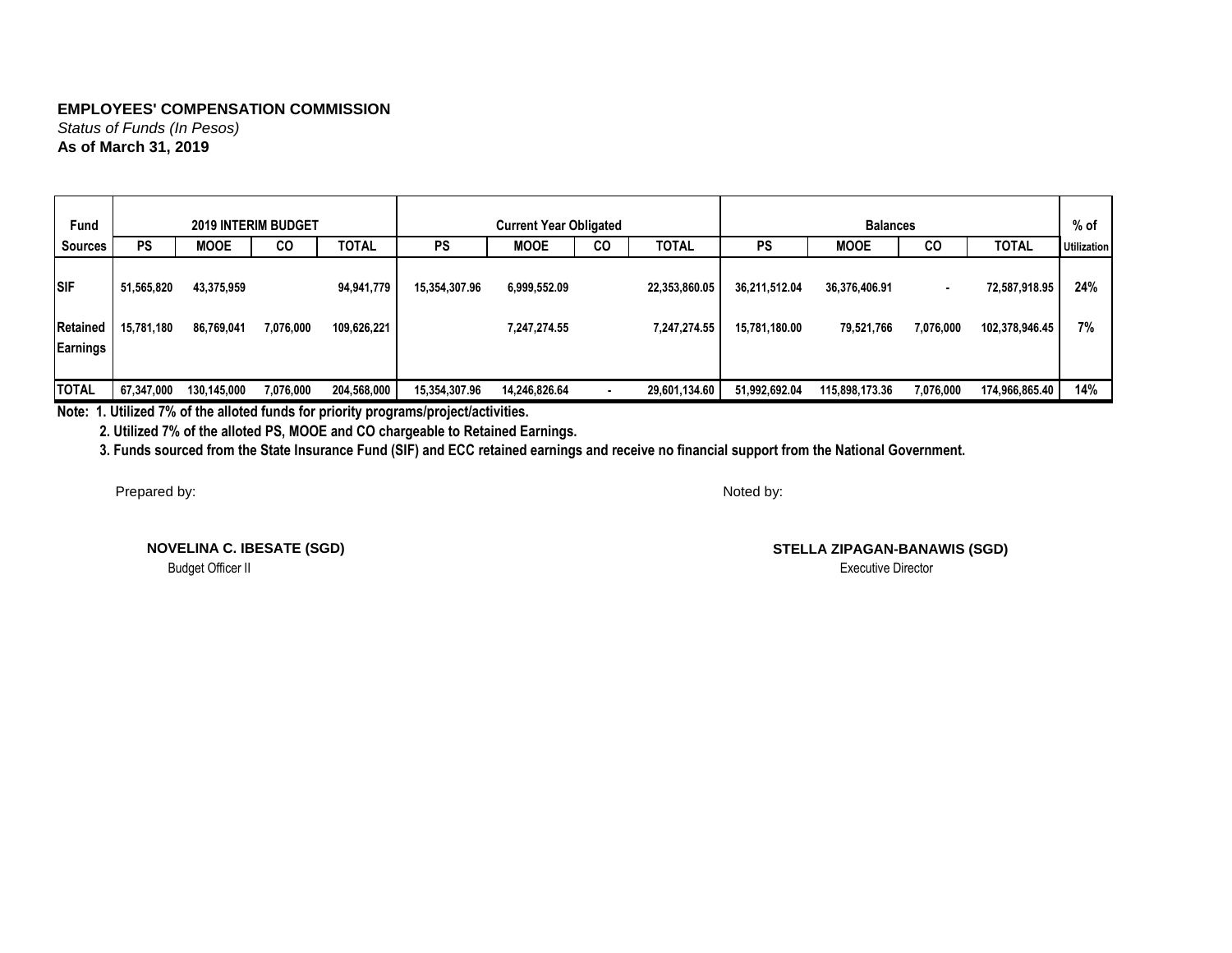**EMPLOYEES' COMPENSATION COMMISSION**
*Status of Funds (In Pesos)*
**As of March 31, 2019**

| Fund Sources | 2019 INTERIM BUDGET | | | | Current Year Obligated | | | | Balances | | | | % of Utilization |
|---|---|---|---|---|---|---|---|---|---|---|---|---|---|
| | PS | MOOE | CO | TOTAL | PS | MOOE | CO | TOTAL | PS | MOOE | CO | TOTAL | |
| SIF | 51,565,820 | 43,375,959 | | 94,941,779 | 15,354,307.96 | 6,999,552.09 | | 22,353,860.05 | 36,211,512.04 | 36,376,406.91 | - | 72,587,918.95 | 24% |
| Retained Earnings | 15,781,180 | 86,769,041 | 7,076,000 | 109,626,221 | | 7,247,274.55 | | 7,247,274.55 | 15,781,180.00 | 79,521,766 | 7,076,000 | 102,378,946.45 | 7% |
| TOTAL | 67,347,000 | 130,145,000 | 7,076,000 | 204,568,000 | 15,354,307.96 | 14,246,826.64 | - | 29,601,134.60 | 51,992,692.04 | 115,898,173.36 | 7,076,000 | 174,966,865.40 | 14% |

**Note: 1. Utilized 7% of the alloted funds for priority programs/project/activities.**

**2. Utilized 7% of the alloted PS, MOOE and CO chargeable to Retained Earnings.**

**3. Funds sourced from the State Insurance Fund (SIF) and ECC retained earnings and receive no financial support from the National Government.**

Prepared by:

**NOVELINA C. IBESATE (SGD)**
Budget Officer II

Noted by:

**STELLA ZIPAGAN-BANAWIS (SGD)**
Executive Director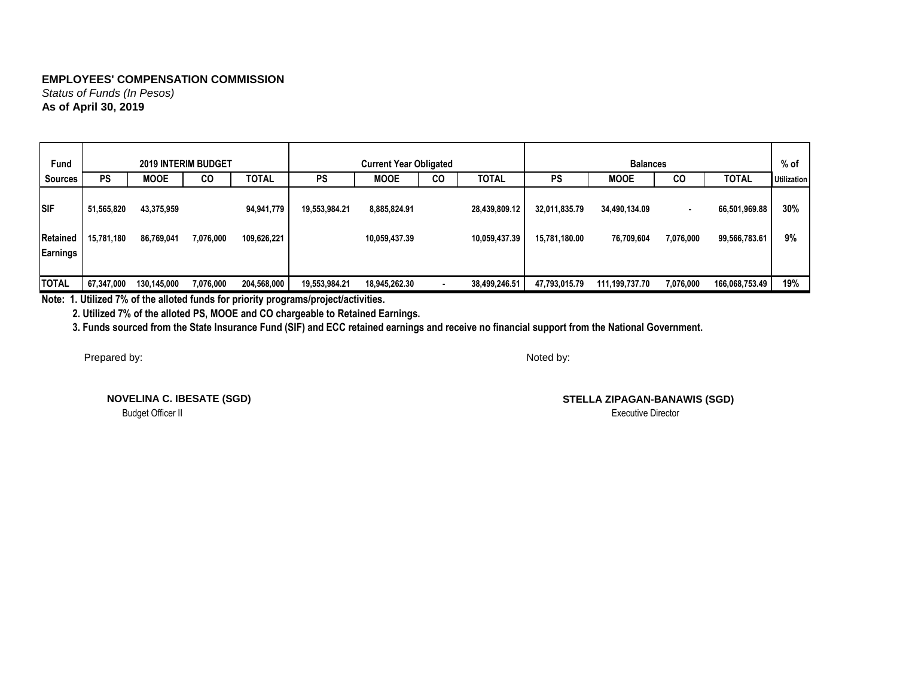**EMPLOYEES' COMPENSATION COMMISSION**

*Status of Funds (In Pesos)*

**As of April 30, 2019**

| Fund | 2019 INTERIM BUDGET | | | | Current Year Obligated | | | | Balances | | | | % of |
|---|---|---|---|---|---|---|---|---|---|---|---|---|---|
| Sources | PS | MOOE | CO | TOTAL | PS | MOOE | CO | TOTAL | PS | MOOE | CO | TOTAL | Utilization |
| SIF | 51,565,820 | 43,375,959 | | 94,941,779 | 19,553,984.21 | 8,885,824.91 | | 28,439,809.12 | 32,011,835.79 | 34,490,134.09 | - | 66,501,969.88 | 30% |
| Retained Earnings | 15,781,180 | 86,769,041 | 7,076,000 | 109,626,221 | | 10,059,437.39 | | 10,059,437.39 | 15,781,180.00 | 76,709,604 | 7,076,000 | 99,566,783.61 | 9% |
| TOTAL | 67,347,000 | 130,145,000 | 7,076,000 | 204,568,000 | 19,553,984.21 | 18,945,262.30 | - | 38,499,246.51 | 47,793,015.79 | 111,199,737.70 | 7,076,000 | 166,068,753.49 | 19% |

**Note: 1. Utilized 7% of the alloted funds for priority programs/project/activities.**

**2. Utilized 7% of the alloted PS, MOOE and CO chargeable to Retained Earnings.**

**3. Funds sourced from the State Insurance Fund (SIF) and ECC retained earnings and receive no financial support from the National Government.**

Prepared by:

**NOVELINA C. IBESATE (SGD)**
Budget Officer II

Noted by:

**STELLA ZIPAGAN-BANAWIS (SGD)**
Executive Director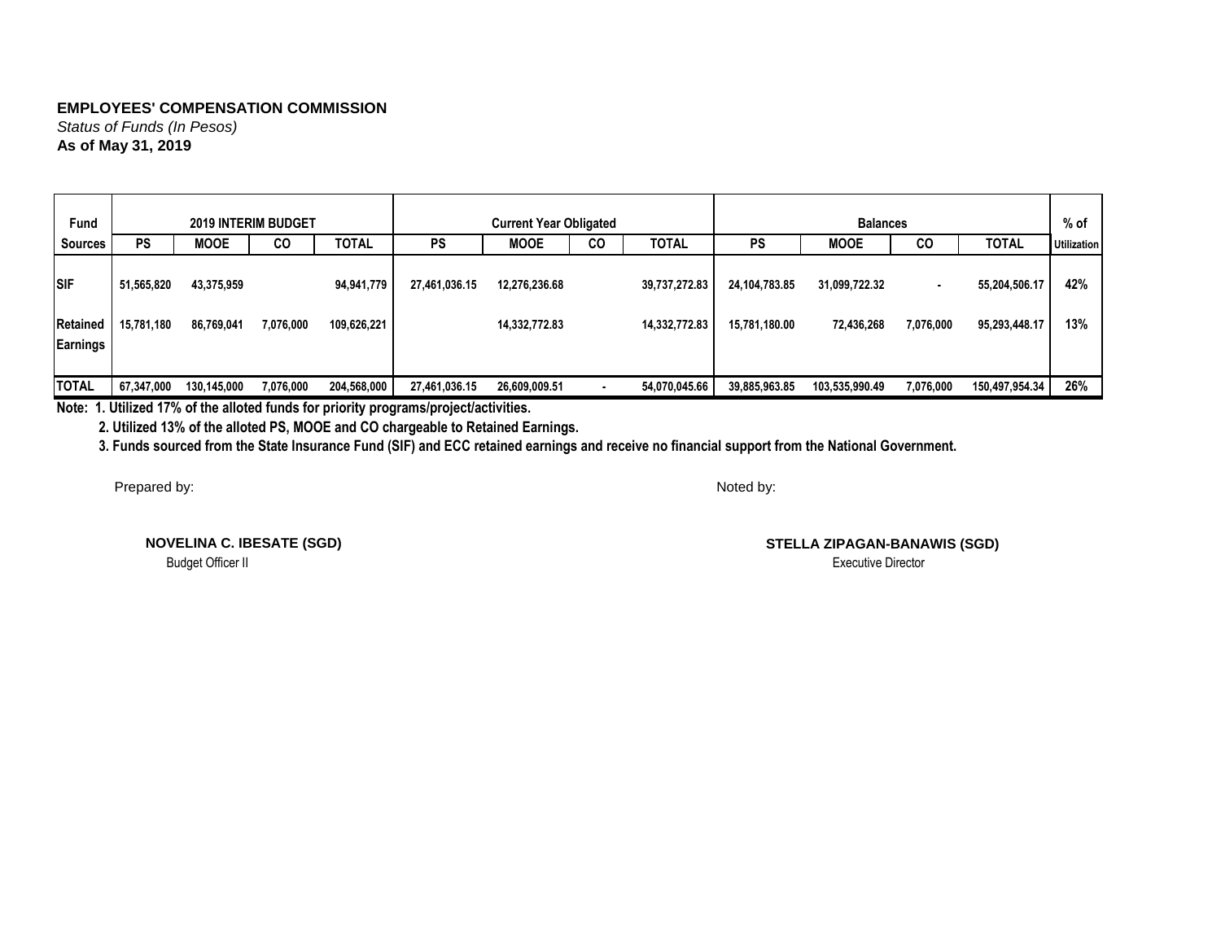**EMPLOYEES' COMPENSATION COMMISSION**
*Status of Funds (In Pesos)*
**As of May 31, 2019**

| Fund Sources | 2019 INTERIM BUDGET | | | | Current Year Obligated | | | | Balances | | | | % of Utilization |
|---|---|---|---|---|---|---|---|---|---|---|---|---|---|
| | PS | MOOE | CO | TOTAL | PS | MOOE | CO | TOTAL | PS | MOOE | CO | TOTAL | |
| SIF | 51,565,820 | 43,375,959 | | 94,941,779 | 27,461,036.15 | 12,276,236.68 | | 39,737,272.83 | 24,104,783.85 | 31,099,722.32 | - | 55,204,506.17 | 42% |
| Retained Earnings | 15,781,180 | 86,769,041 | 7,076,000 | 109,626,221 | | 14,332,772.83 | | 14,332,772.83 | 15,781,180.00 | 72,436,268 | 7,076,000 | 95,293,448.17 | 13% |
| TOTAL | 67,347,000 | 130,145,000 | 7,076,000 | 204,568,000 | 27,461,036.15 | 26,609,009.51 | - | 54,070,045.66 | 39,885,963.85 | 103,535,990.49 | 7,076,000 | 150,497,954.34 | 26% |

**Note: 1. Utilized 17% of the alloted funds for priority programs/project/activities.**

**2. Utilized 13% of the alloted PS, MOOE and CO chargeable to Retained Earnings.**

**3. Funds sourced from the State Insurance Fund (SIF) and ECC retained earnings and receive no financial support from the National Government.**

Prepared by:

**NOVELINA C. IBESATE (SGD)**
Budget Officer II

Noted by:

**STELLA ZIPAGAN-BANAWIS (SGD)**
Executive Director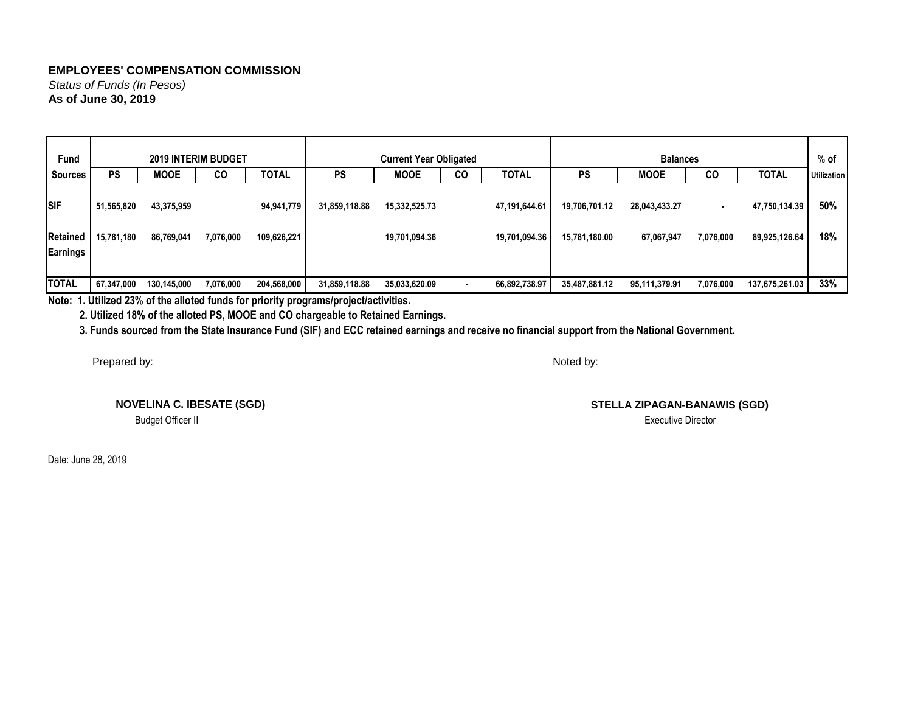**EMPLOYEES' COMPENSATION COMMISSION**
*Status of Funds (In Pesos)*
**As of June 30, 2019**

| Fund | 2019 INTERIM BUDGET | | | | Current Year Obligated | | | | Balances | | | | % of |
|---|---|---|---|---|---|---|---|---|---|---|---|---|---|
| Sources | PS | MOOE | CO | TOTAL | PS | MOOE | CO | TOTAL | PS | MOOE | CO | TOTAL | Utilization |
| SIF | 51,565,820 | 43,375,959 | | 94,941,779 | 31,859,118.88 | 15,332,525.73 | | 47,191,644.61 | 19,706,701.12 | 28,043,433.27 | - | 47,750,134.39 | 50% |
| Retained Earnings | 15,781,180 | 86,769,041 | 7,076,000 | 109,626,221 | | 19,701,094.36 | | 19,701,094.36 | 15,781,180.00 | 67,067,947 | 7,076,000 | 89,925,126.64 | 18% |
| TOTAL | 67,347,000 | 130,145,000 | 7,076,000 | 204,568,000 | 31,859,118.88 | 35,033,620.09 | - | 66,892,738.97 | 35,487,881.12 | 95,111,379.91 | 7,076,000 | 137,675,261.03 | 33% |

**Note: 1. Utilized 23% of the alloted funds for priority programs/project/activities.**

**2. Utilized 18% of the alloted PS, MOOE and CO chargeable to Retained Earnings.**

**3. Funds sourced from the State Insurance Fund (SIF) and ECC retained earnings and receive no financial support from the National Government.**

Prepared by:

**NOVELINA C. IBESATE (SGD)**
Budget Officer II

Noted by:

**STELLA ZIPAGAN-BANAWIS (SGD)**
Executive Director

Date: June 28, 2019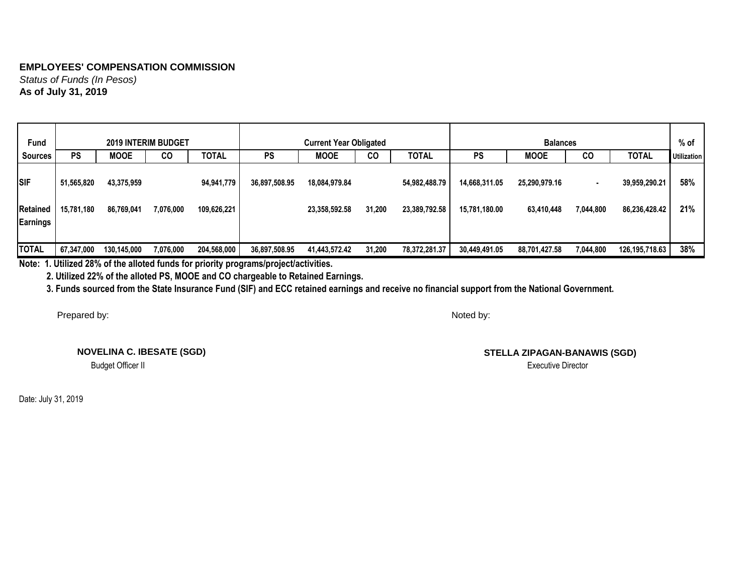**EMPLOYEES' COMPENSATION COMMISSION**

*Status of Funds (In Pesos)*

**As of July 31, 2019**

| Fund Sources | 2019 INTERIM BUDGET | | | | Current Year Obligated | | | | Balances | | | | % of Utilization |
|---|---|---|---|---|---|---|---|---|---|---|---|---|---|
| | PS | MOOE | CO | TOTAL | PS | MOOE | CO | TOTAL | PS | MOOE | CO | TOTAL | |
| SIF | 51,565,820 | 43,375,959 | | 94,941,779 | 36,897,508.95 | 18,084,979.84 | | 54,982,488.79 | 14,668,311.05 | 25,290,979.16 | - | 39,959,290.21 | 58% |
| Retained Earnings | 15,781,180 | 86,769,041 | 7,076,000 | 109,626,221 | | 23,358,592.58 | 31,200 | 23,389,792.58 | 15,781,180.00 | 63,410,448 | 7,044,800 | 86,236,428.42 | 21% |
| TOTAL | 67,347,000 | 130,145,000 | 7,076,000 | 204,568,000 | 36,897,508.95 | 41,443,572.42 | 31,200 | 78,372,281.37 | 30,449,491.05 | 88,701,427.58 | 7,044,800 | 126,195,718.63 | 38% |

**Note: 1. Utilized 28% of the alloted funds for priority programs/project/activities.**

**2. Utilized 22% of the alloted PS, MOOE and CO chargeable to Retained Earnings.**

**3. Funds sourced from the State Insurance Fund (SIF) and ECC retained earnings and receive no financial support from the National Government.**

Prepared by:

**NOVELINA C. IBESATE (SGD)**
Budget Officer II

Noted by:

**STELLA ZIPAGAN-BANAWIS (SGD)**
Executive Director

Date: July 31, 2019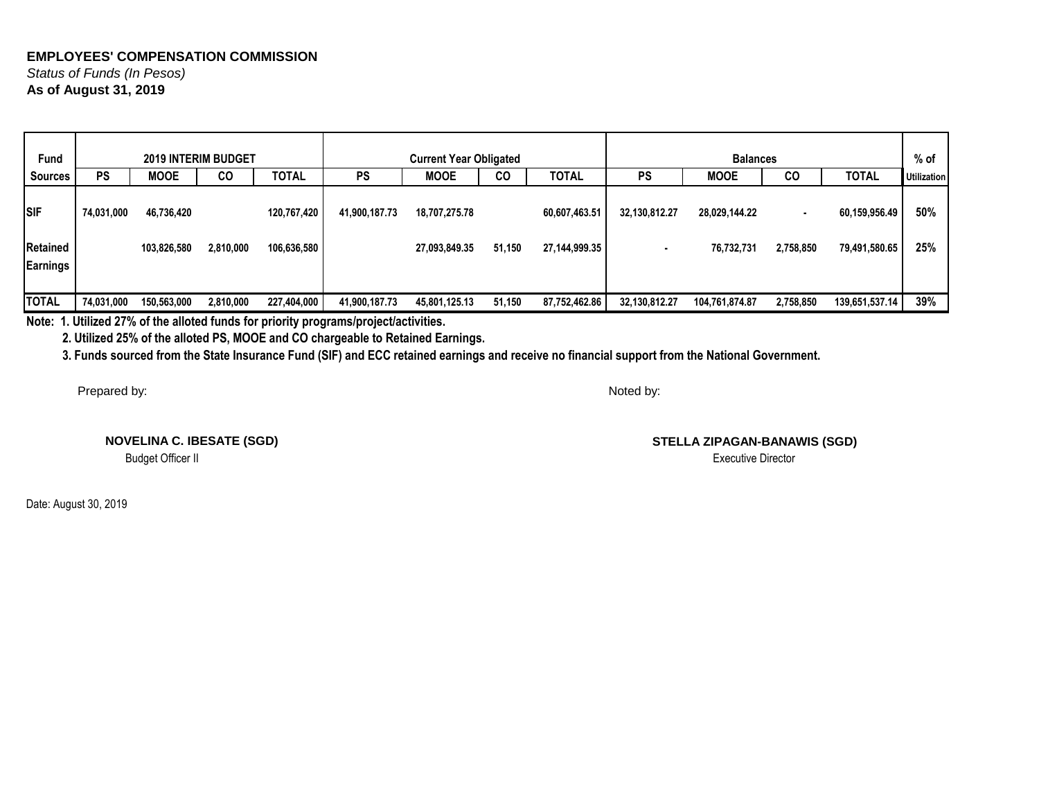**EMPLOYEES' COMPENSATION COMMISSION**

*Status of Funds (In Pesos)*

**As of August 31, 2019**

| Fund | 2019 INTERIM BUDGET | | | | Current Year Obligated | | | | Balances | | | | % of |
|---|---|---|---|---|---|---|---|---|---|---|---|---|---|
| Sources | PS | MOOE | CO | TOTAL | PS | MOOE | CO | TOTAL | PS | MOOE | CO | TOTAL | Utilization |
| SIF | 74,031,000 | 46,736,420 | | 120,767,420 | 41,900,187.73 | 18,707,275.78 | | 60,607,463.51 | 32,130,812.27 | 28,029,144.22 | - | 60,159,956.49 | 50% |
| Retained Earnings | | 103,826,580 | 2,810,000 | 106,636,580 | | 27,093,849.35 | 51,150 | 27,144,999.35 | - | 76,732,731 | 2,758,850 | 79,491,580.65 | 25% |
| TOTAL | 74,031,000 | 150,563,000 | 2,810,000 | 227,404,000 | 41,900,187.73 | 45,801,125.13 | 51,150 | 87,752,462.86 | 32,130,812.27 | 104,761,874.87 | 2,758,850 | 139,651,537.14 | 39% |

**Note: 1. Utilized 27% of the alloted funds for priority programs/project/activities.**

**2. Utilized 25% of the alloted PS, MOOE and CO chargeable to Retained Earnings.**

**3. Funds sourced from the State Insurance Fund (SIF) and ECC retained earnings and receive no financial support from the National Government.**

Prepared by:

**NOVELINA C. IBESATE (SGD)**
Budget Officer II

Noted by:

**STELLA ZIPAGAN-BANAWIS (SGD)**
Executive Director

Date: August 30, 2019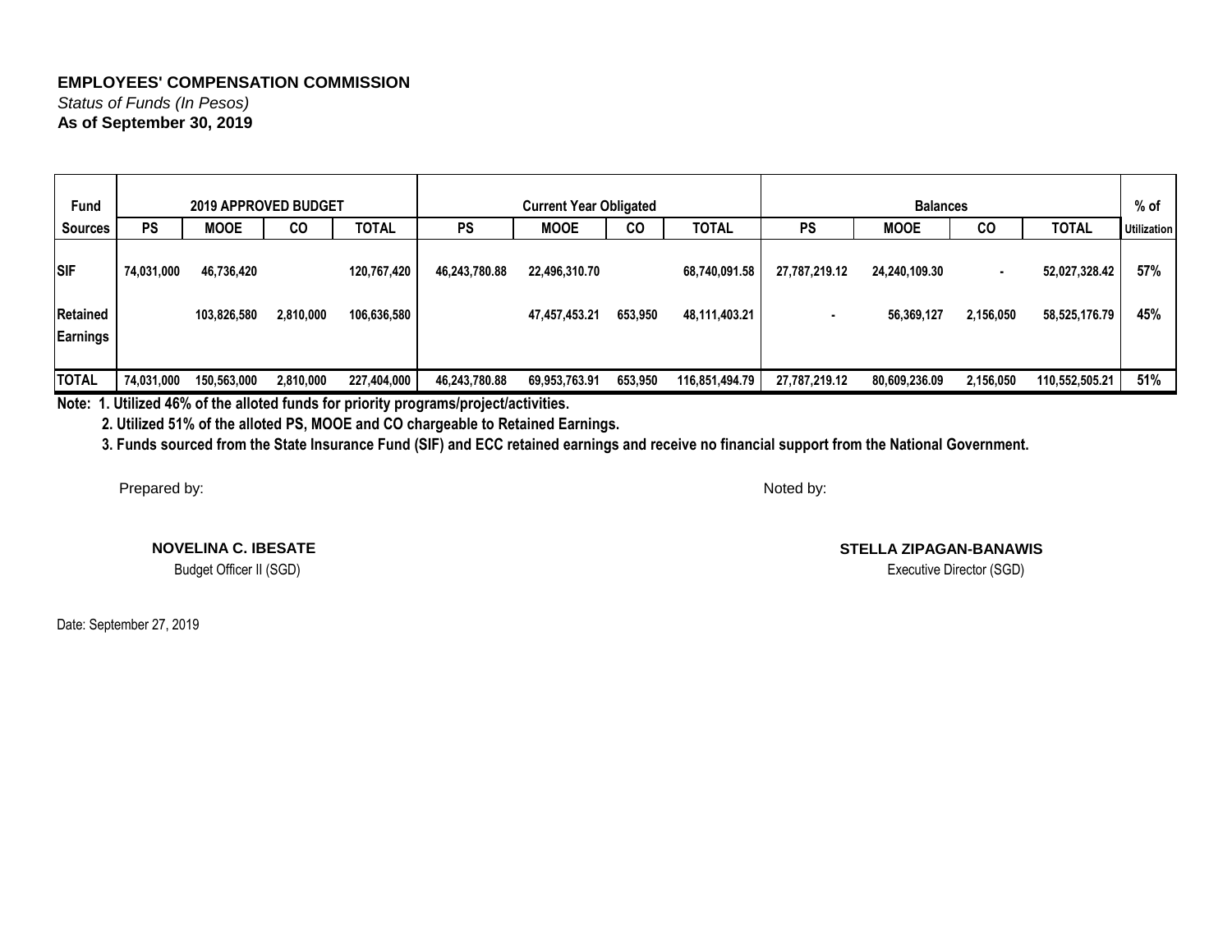**EMPLOYEES' COMPENSATION COMMISSION**

*Status of Funds (In Pesos)*

**As of September 30, 2019**

| Fund | 2019 APPROVED BUDGET | | | | Current Year Obligated | | | | Balances | | | | % of |
|---|---|---|---|---|---|---|---|---|---|---|---|---|---|
| Sources | PS | MOOE | CO | TOTAL | PS | MOOE | CO | TOTAL | PS | MOOE | CO | TOTAL | Utilization |
| SIF | 74,031,000 | 46,736,420 | | 120,767,420 | 46,243,780.88 | 22,496,310.70 | | 68,740,091.58 | 27,787,219.12 | 24,240,109.30 | - | 52,027,328.42 | 57% |
| Retained Earnings | | 103,826,580 | 2,810,000 | 106,636,580 | | 47,457,453.21 | 653,950 | 48,111,403.21 | - | 56,369,127 | 2,156,050 | 58,525,176.79 | 45% |
| TOTAL | 74,031,000 | 150,563,000 | 2,810,000 | 227,404,000 | 46,243,780.88 | 69,953,763.91 | 653,950 | 116,851,494.79 | 27,787,219.12 | 80,609,236.09 | 2,156,050 | 110,552,505.21 | 51% |

**Note: 1. Utilized 46% of the alloted funds for priority programs/project/activities.**

**2. Utilized 51% of the alloted PS, MOOE and CO chargeable to Retained Earnings.**

**3. Funds sourced from the State Insurance Fund (SIF) and ECC retained earnings and receive no financial support from the National Government.**

Prepared by:

**NOVELINA C. IBESATE**
Budget Officer II (SGD)

Noted by:

**STELLA ZIPAGAN-BANAWIS**
Executive Director (SGD)

Date: September 27, 2019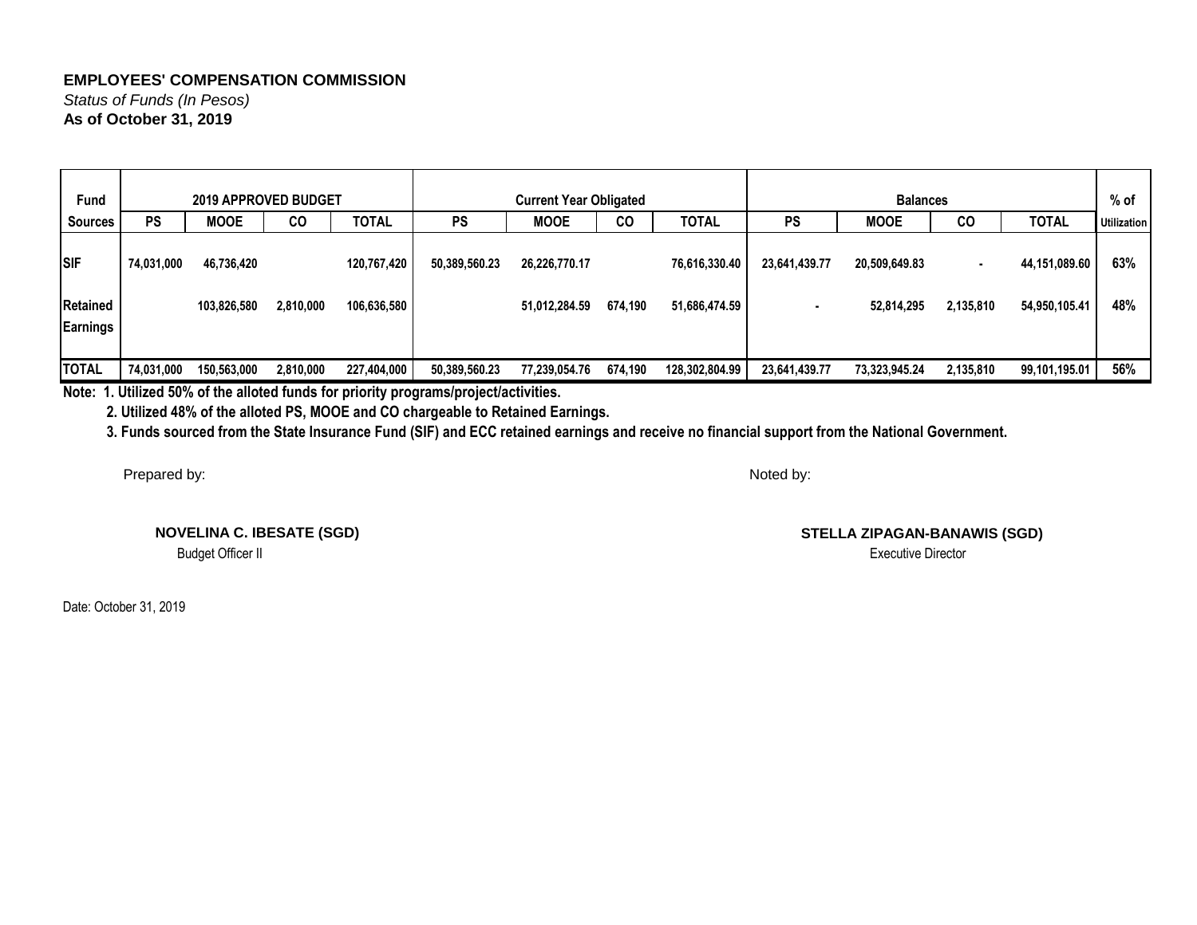**EMPLOYEES' COMPENSATION COMMISSION**

*Status of Funds (In Pesos)*

**As of October 31, 2019**

| Fund | 2019 APPROVED BUDGET | | | | Current Year Obligated | | | | Balances | | | | % of |
|---|---|---|---|---|---|---|---|---|---|---|---|---|---|
| Sources | PS | MOOE | CO | TOTAL | PS | MOOE | CO | TOTAL | PS | MOOE | CO | TOTAL | Utilization |
| SIF | 74,031,000 | 46,736,420 | | 120,767,420 | 50,389,560.23 | 26,226,770.17 | | 76,616,330.40 | 23,641,439.77 | 20,509,649.83 | - | 44,151,089.60 | 63% |
| Retained Earnings | | 103,826,580 | 2,810,000 | 106,636,580 | | 51,012,284.59 | 674,190 | 51,686,474.59 | - | 52,814,295 | 2,135,810 | 54,950,105.41 | 48% |
| TOTAL | 74,031,000 | 150,563,000 | 2,810,000 | 227,404,000 | 50,389,560.23 | 77,239,054.76 | 674,190 | 128,302,804.99 | 23,641,439.77 | 73,323,945.24 | 2,135,810 | 99,101,195.01 | 56% |

**Note: 1. Utilized 50% of the alloted funds for priority programs/project/activities.**

**2. Utilized 48% of the alloted PS, MOOE and CO chargeable to Retained Earnings.**

**3. Funds sourced from the State Insurance Fund (SIF) and ECC retained earnings and receive no financial support from the National Government.**

Prepared by:

**NOVELINA C. IBESATE (SGD)**
Budget Officer II

Noted by:

**STELLA ZIPAGAN-BANAWIS (SGD)**
Executive Director

Date: October 31, 2019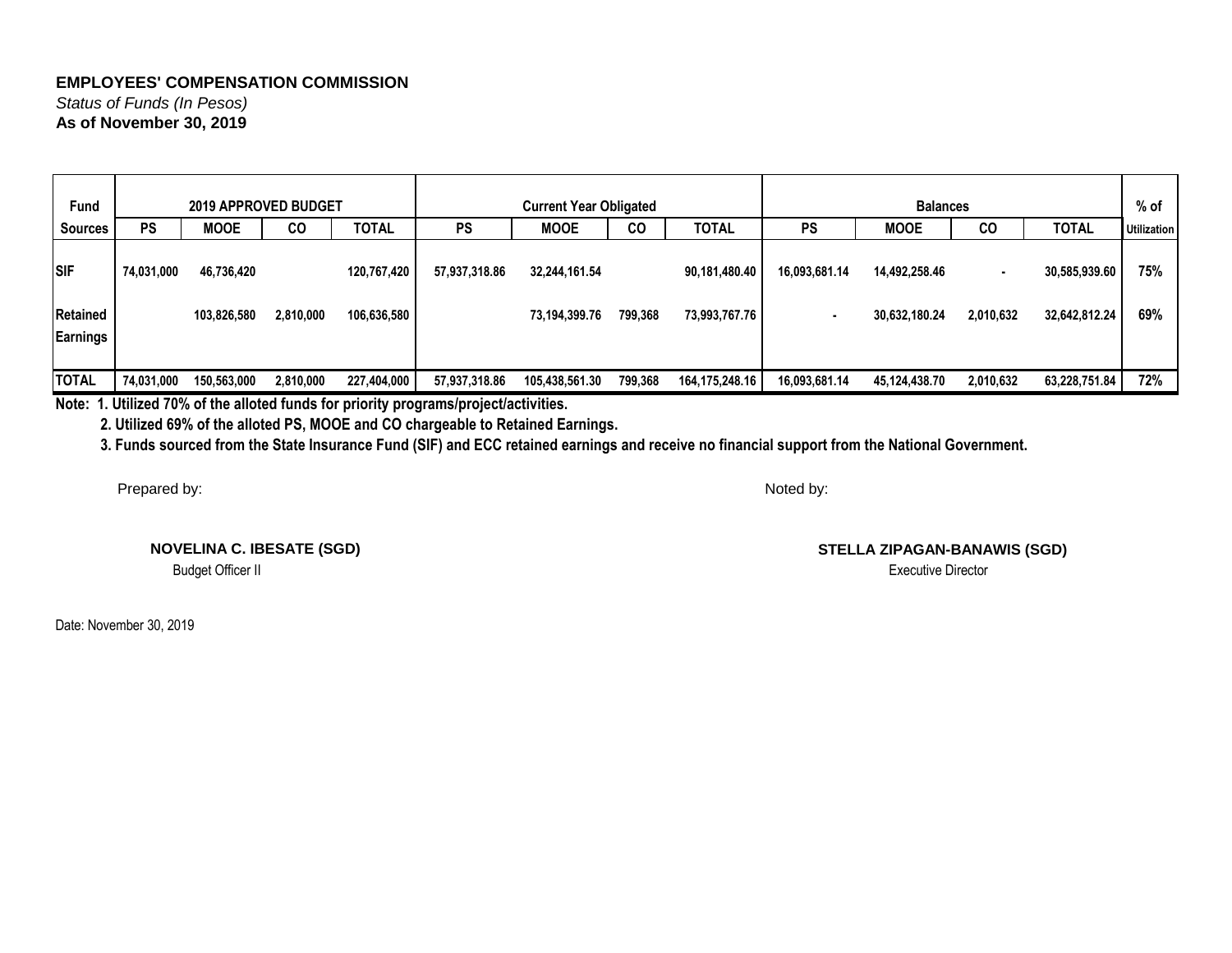**EMPLOYEES' COMPENSATION COMMISSION**

*Status of Funds (In Pesos)*

**As of November 30, 2019**

| Fund Sources | 2019 APPROVED BUDGET | | | | Current Year Obligated | | | | Balances | | | | % of Utilization |
|---|---|---|---|---|---|---|---|---|---|---|---|---|---|
| | PS | MOOE | CO | TOTAL | PS | MOOE | CO | TOTAL | PS | MOOE | CO | TOTAL | |
| SIF | 74,031,000 | 46,736,420 | | 120,767,420 | 57,937,318.86 | 32,244,161.54 | | 90,181,480.40 | 16,093,681.14 | 14,492,258.46 | - | 30,585,939.60 | 75% |
| Retained Earnings | | 103,826,580 | 2,810,000 | 106,636,580 | | 73,194,399.76 | 799,368 | 73,993,767.76 | - | 30,632,180.24 | 2,010,632 | 32,642,812.24 | 69% |
| TOTAL | 74,031,000 | 150,563,000 | 2,810,000 | 227,404,000 | 57,937,318.86 | 105,438,561.30 | 799,368 | 164,175,248.16 | 16,093,681.14 | 45,124,438.70 | 2,010,632 | 63,228,751.84 | 72% |

**Note: 1. Utilized 70% of the alloted funds for priority programs/project/activities.**

**2. Utilized 69% of the alloted PS, MOOE and CO chargeable to Retained Earnings.**

**3. Funds sourced from the State Insurance Fund (SIF) and ECC retained earnings and receive no financial support from the National Government.**

Prepared by:

**NOVELINA C. IBESATE (SGD)**
Budget Officer II

Noted by:

**STELLA ZIPAGAN-BANAWIS (SGD)**
Executive Director

Date: November 30, 2019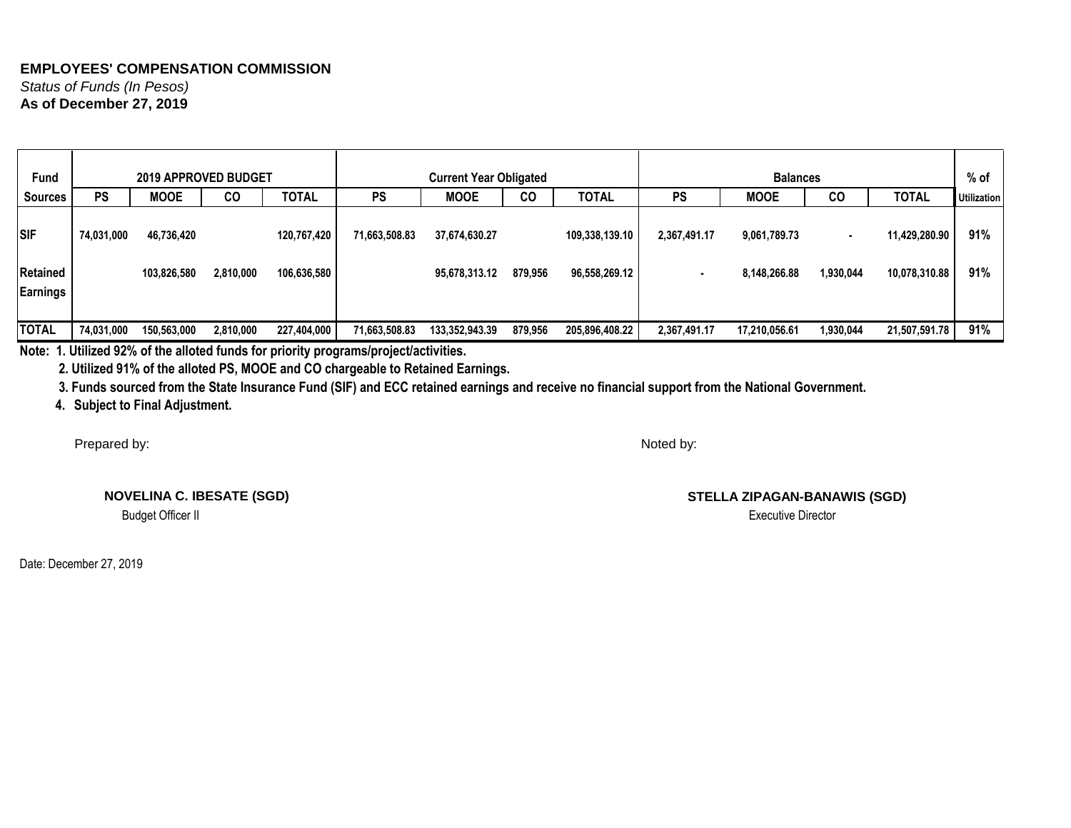**EMPLOYEES' COMPENSATION COMMISSION**

*Status of Funds (In Pesos)*

**As of December 27, 2019**

| Fund Sources | 2019 APPROVED BUDGET | | | | Current Year Obligated | | | | Balances | | | | % of Utilization |
|---|---|---|---|---|---|---|---|---|---|---|---|---|---|
| | PS | MOOE | CO | TOTAL | PS | MOOE | CO | TOTAL | PS | MOOE | CO | TOTAL | |
| SIF | 74,031,000 | 46,736,420 | | 120,767,420 | 71,663,508.83 | 37,674,630.27 | | 109,338,139.10 | 2,367,491.17 | 9,061,789.73 | - | 11,429,280.90 | 91% |
| Retained Earnings | | 103,826,580 | 2,810,000 | 106,636,580 | | 95,678,313.12 | 879,956 | 96,558,269.12 | - | 8,148,266.88 | 1,930,044 | 10,078,310.88 | 91% |
| TOTAL | 74,031,000 | 150,563,000 | 2,810,000 | 227,404,000 | 71,663,508.83 | 133,352,943.39 | 879,956 | 205,896,408.22 | 2,367,491.17 | 17,210,056.61 | 1,930,044 | 21,507,591.78 | 91% |

**Note: 1. Utilized 92% of the alloted funds for priority programs/project/activities.**

**2. Utilized 91% of the alloted PS, MOOE and CO chargeable to Retained Earnings.**

**3. Funds sourced from the State Insurance Fund (SIF) and ECC retained earnings and receive no financial support from the National Government.**

**4. Subject to Final Adjustment.**

Prepared by:

**NOVELINA C. IBESATE (SGD)**
Budget Officer II

Noted by:

**STELLA ZIPAGAN-BANAWIS (SGD)**
Executive Director

Date: December 27, 2019